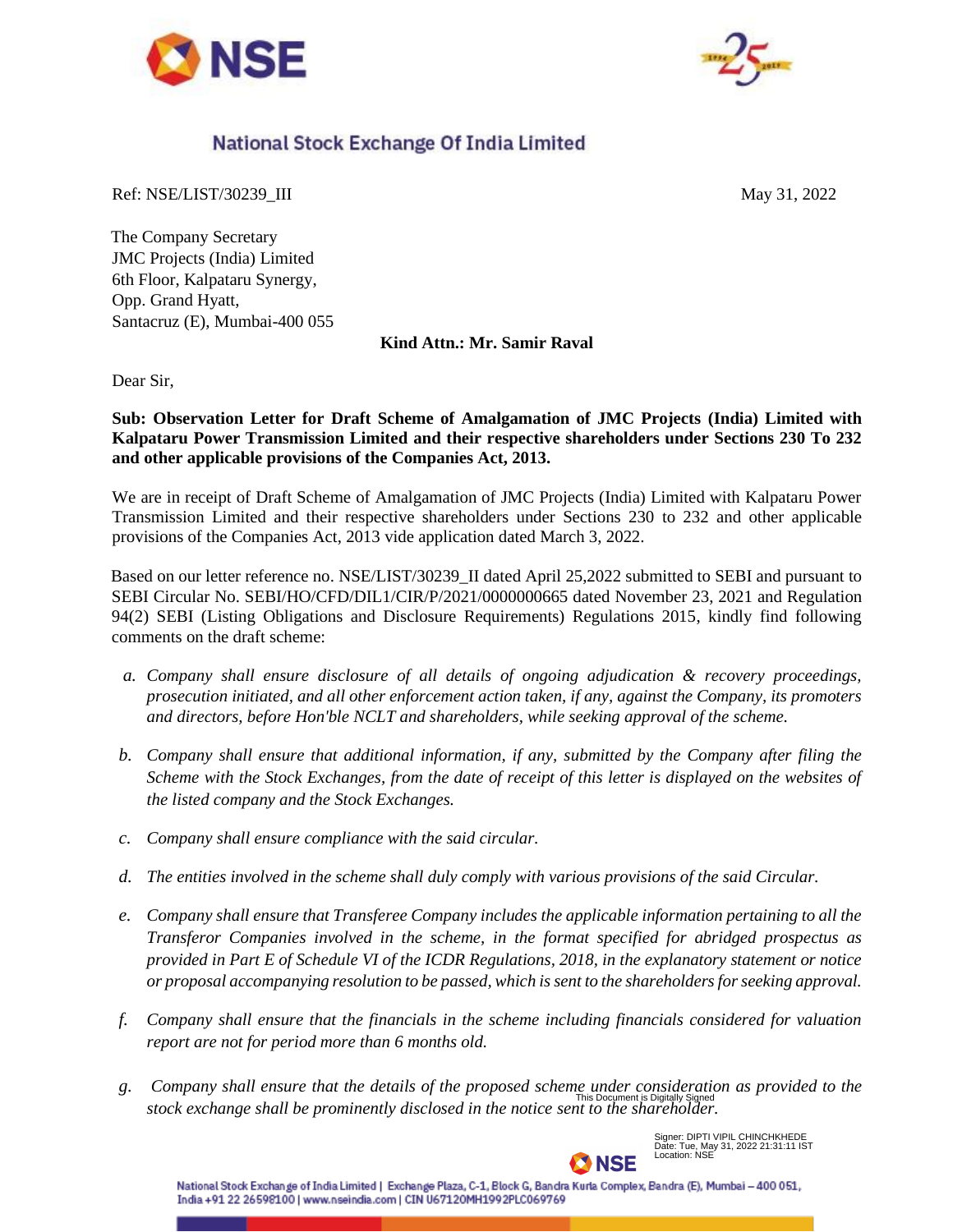# National Stock Exchange Of India Limited

Ref: NSE/LIST/30239_III

May 31, 2022

The Company Secretary
JMC Projects (India) Limited
6th Floor, Kalpataru Synergy,
Opp. Grand Hyatt,
Santacruz (E), Mumbai-400 055

**Kind Attn.: Mr. Samir Raval**

Dear Sir,

**Sub: Observation Letter for Draft Scheme of Amalgamation of JMC Projects (India) Limited with Kalpataru Power Transmission Limited and their respective shareholders under Sections 230 To 232 and other applicable provisions of the Companies Act, 2013.**

We are in receipt of Draft Scheme of Amalgamation of JMC Projects (India) Limited with Kalpataru Power Transmission Limited and their respective shareholders under Sections 230 to 232 and other applicable provisions of the Companies Act, 2013 vide application dated March 3, 2022.

Based on our letter reference no. NSE/LIST/30239_II dated April 25,2022 submitted to SEBI and pursuant to SEBI Circular No. SEBI/HO/CFD/DIL1/CIR/P/2021/0000000665 dated November 23, 2021 and Regulation 94(2) SEBI (Listing Obligations and Disclosure Requirements) Regulations 2015, kindly find following comments on the draft scheme:

a. *Company shall ensure disclosure of all details of ongoing adjudication & recovery proceedings, prosecution initiated, and all other enforcement action taken, if any, against the Company, its promoters and directors, before Hon'ble NCLT and shareholders, while seeking approval of the scheme.*

b. *Company shall ensure that additional information, if any, submitted by the Company after filing the Scheme with the Stock Exchanges, from the date of receipt of this letter is displayed on the websites of the listed company and the Stock Exchanges.*

c. *Company shall ensure compliance with the said circular.*

d. *The entities involved in the scheme shall duly comply with various provisions of the said Circular.*

e. *Company shall ensure that Transferee Company includes the applicable information pertaining to all the Transferor Companies involved in the scheme, in the format specified for abridged prospectus as provided in Part E of Schedule VI of the ICDR Regulations, 2018, in the explanatory statement or notice or proposal accompanying resolution to be passed, which is sent to the shareholders for seeking approval.*

f. *Company shall ensure that the financials in the scheme including financials considered for valuation report are not for period more than 6 months old.*

g. *Company shall ensure that the details of the proposed scheme under consideration as provided to the stock exchange shall be prominently disclosed in the notice sent to the shareholder.*

This Document is Digitally Signed

Signer: DIPTI VIPIL CHINCHKHEDE
Date: Tue, May 31, 2022 21:31:11 IST
Location: NSE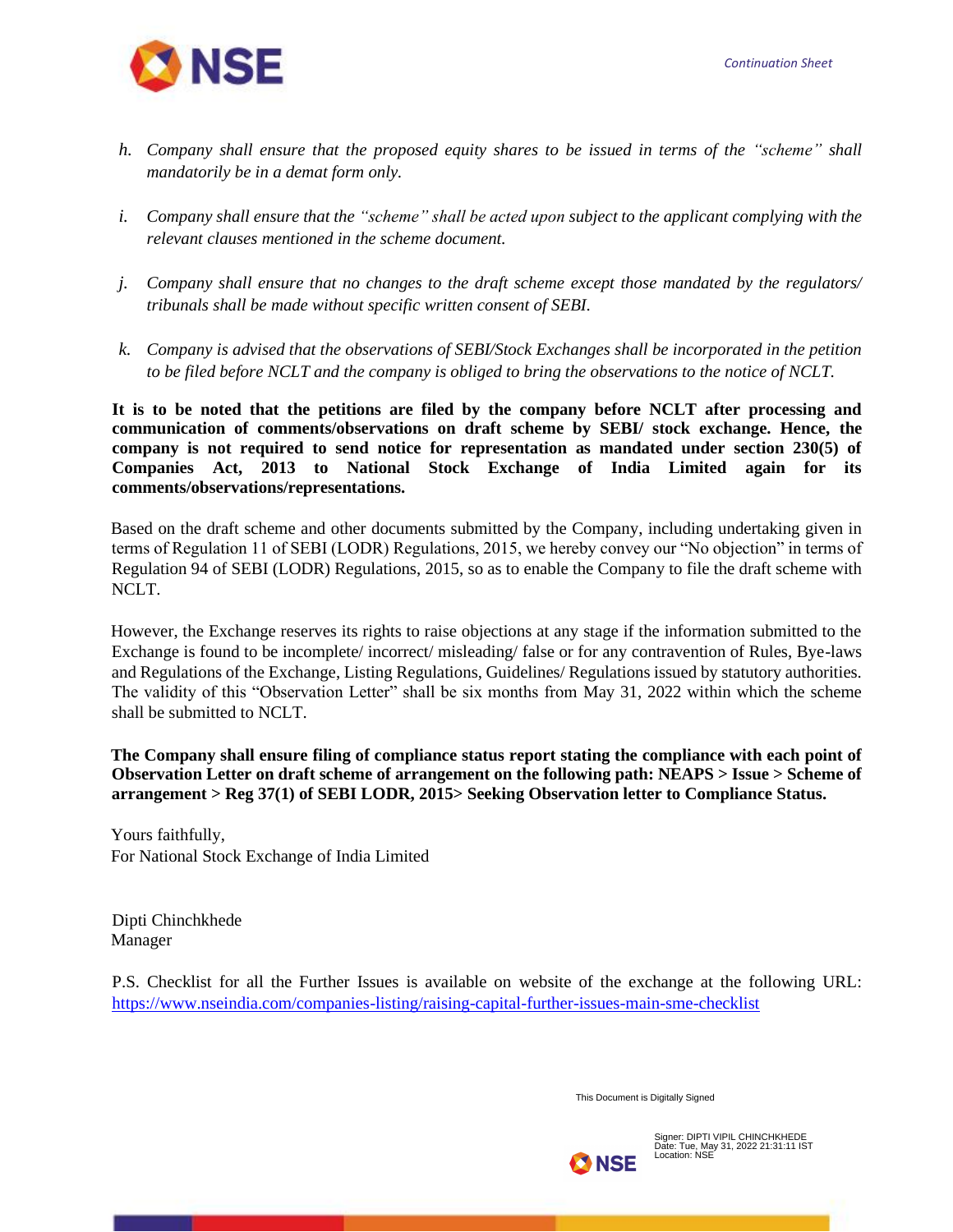*h. Company shall ensure that the proposed equity shares to be issued in terms of the "scheme" shall mandatorily be in a demat form only.*

*i. Company shall ensure that the "scheme" shall be acted upon subject to the applicant complying with the relevant clauses mentioned in the scheme document.*

*j. Company shall ensure that no changes to the draft scheme except those mandated by the regulators/ tribunals shall be made without specific written consent of SEBI.*

*k. Company is advised that the observations of SEBI/Stock Exchanges shall be incorporated in the petition to be filed before NCLT and the company is obliged to bring the observations to the notice of NCLT.*

**It is to be noted that the petitions are filed by the company before NCLT after processing and communication of comments/observations on draft scheme by SEBI/ stock exchange. Hence, the company is not required to send notice for representation as mandated under section 230(5) of Companies Act, 2013 to National Stock Exchange of India Limited again for its comments/observations/representations.**

Based on the draft scheme and other documents submitted by the Company, including undertaking given in terms of Regulation 11 of SEBI (LODR) Regulations, 2015, we hereby convey our "No objection" in terms of Regulation 94 of SEBI (LODR) Regulations, 2015, so as to enable the Company to file the draft scheme with NCLT.

However, the Exchange reserves its rights to raise objections at any stage if the information submitted to the Exchange is found to be incomplete/ incorrect/ misleading/ false or for any contravention of Rules, Bye-laws and Regulations of the Exchange, Listing Regulations, Guidelines/ Regulations issued by statutory authorities. The validity of this "Observation Letter" shall be six months from May 31, 2022 within which the scheme shall be submitted to NCLT.

**The Company shall ensure filing of compliance status report stating the compliance with each point of Observation Letter on draft scheme of arrangement on the following path: NEAPS > Issue > Scheme of arrangement > Reg 37(1) of SEBI LODR, 2015> Seeking Observation letter to Compliance Status.**

Yours faithfully,
For National Stock Exchange of India Limited

Dipti Chinchkhede
Manager

P.S. Checklist for all the Further Issues is available on website of the exchange at the following URL: https://www.nseindia.com/companies-listing/raising-capital-further-issues-main-sme-checklist

This Document is Digitally Signed

Signer: DIPTI VIPIL CHINCHKHEDE
Date: Tue, May 31, 2022 21:31:11 IST
Location: NSE